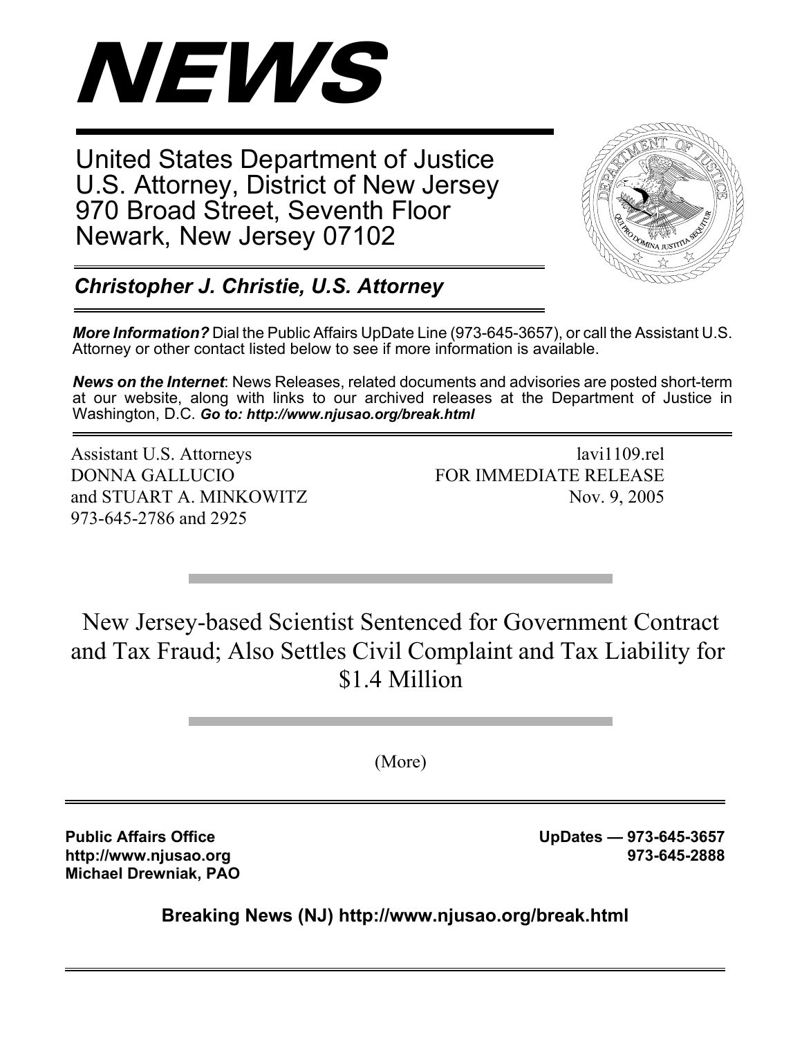# NEWS

United States Department of Justice
U.S. Attorney, District of New Jersey
970 Broad Street, Seventh Floor
Newark, New Jersey 07102

***Christopher J. Christie, U.S. Attorney***

***More Information?*** Dial the Public Affairs UpDate Line (973-645-3657), or call the Assistant U.S. Attorney or other contact listed below to see if more information is available.

***News on the Internet***: News Releases, related documents and advisories are posted short-term at our website, along with links to our archived releases at the Department of Justice in Washington, D.C. ***Go to: http://www.njusao.org/break.html***

Assistant U.S. Attorneys
DONNA GALLUCIO
and STUART A. MINKOWITZ
973-645-2786 and 2925

lavi1109.rel
FOR IMMEDIATE RELEASE
Nov. 9, 2005

## New Jersey-based Scientist Sentenced for Government Contract and Tax Fraud; Also Settles Civil Complaint and Tax Liability for $1.4 Million

(More)

**Public Affairs Office**
**http://www.njusao.org**
**Michael Drewniak, PAO**

**UpDates — 973-645-3657**
**973-645-2888**

**Breaking News (NJ) http://www.njusao.org/break.html**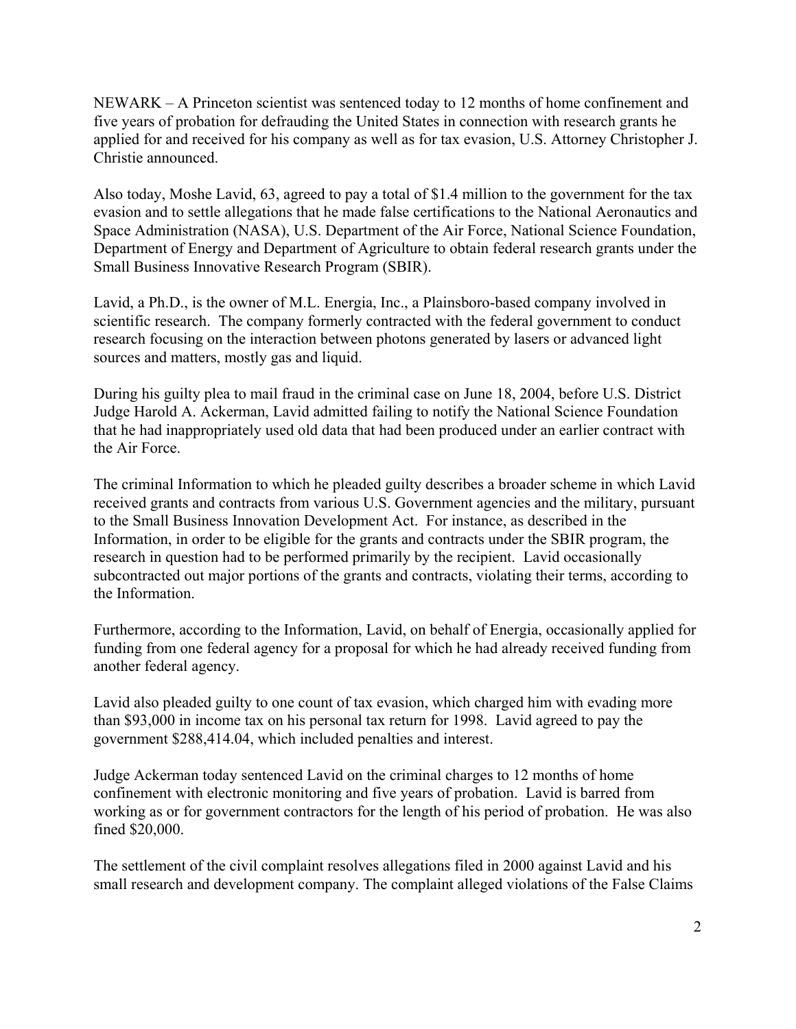NEWARK – A Princeton scientist was sentenced today to 12 months of home confinement and five years of probation for defrauding the United States in connection with research grants he applied for and received for his company as well as for tax evasion, U.S. Attorney Christopher J. Christie announced.

Also today, Moshe Lavid, 63, agreed to pay a total of $1.4 million to the government for the tax evasion and to settle allegations that he made false certifications to the National Aeronautics and Space Administration (NASA), U.S. Department of the Air Force, National Science Foundation, Department of Energy and Department of Agriculture to obtain federal research grants under the Small Business Innovative Research Program (SBIR).

Lavid, a Ph.D., is the owner of M.L. Energia, Inc., a Plainsboro-based company involved in scientific research. The company formerly contracted with the federal government to conduct research focusing on the interaction between photons generated by lasers or advanced light sources and matters, mostly gas and liquid.

During his guilty plea to mail fraud in the criminal case on June 18, 2004, before U.S. District Judge Harold A. Ackerman, Lavid admitted failing to notify the National Science Foundation that he had inappropriately used old data that had been produced under an earlier contract with the Air Force.

The criminal Information to which he pleaded guilty describes a broader scheme in which Lavid received grants and contracts from various U.S. Government agencies and the military, pursuant to the Small Business Innovation Development Act. For instance, as described in the Information, in order to be eligible for the grants and contracts under the SBIR program, the research in question had to be performed primarily by the recipient. Lavid occasionally subcontracted out major portions of the grants and contracts, violating their terms, according to the Information.

Furthermore, according to the Information, Lavid, on behalf of Energia, occasionally applied for funding from one federal agency for a proposal for which he had already received funding from another federal agency.

Lavid also pleaded guilty to one count of tax evasion, which charged him with evading more than $93,000 in income tax on his personal tax return for 1998. Lavid agreed to pay the government $288,414.04, which included penalties and interest.

Judge Ackerman today sentenced Lavid on the criminal charges to 12 months of home confinement with electronic monitoring and five years of probation. Lavid is barred from working as or for government contractors for the length of his period of probation. He was also fined $20,000.

The settlement of the civil complaint resolves allegations filed in 2000 against Lavid and his small research and development company. The complaint alleged violations of the False Claims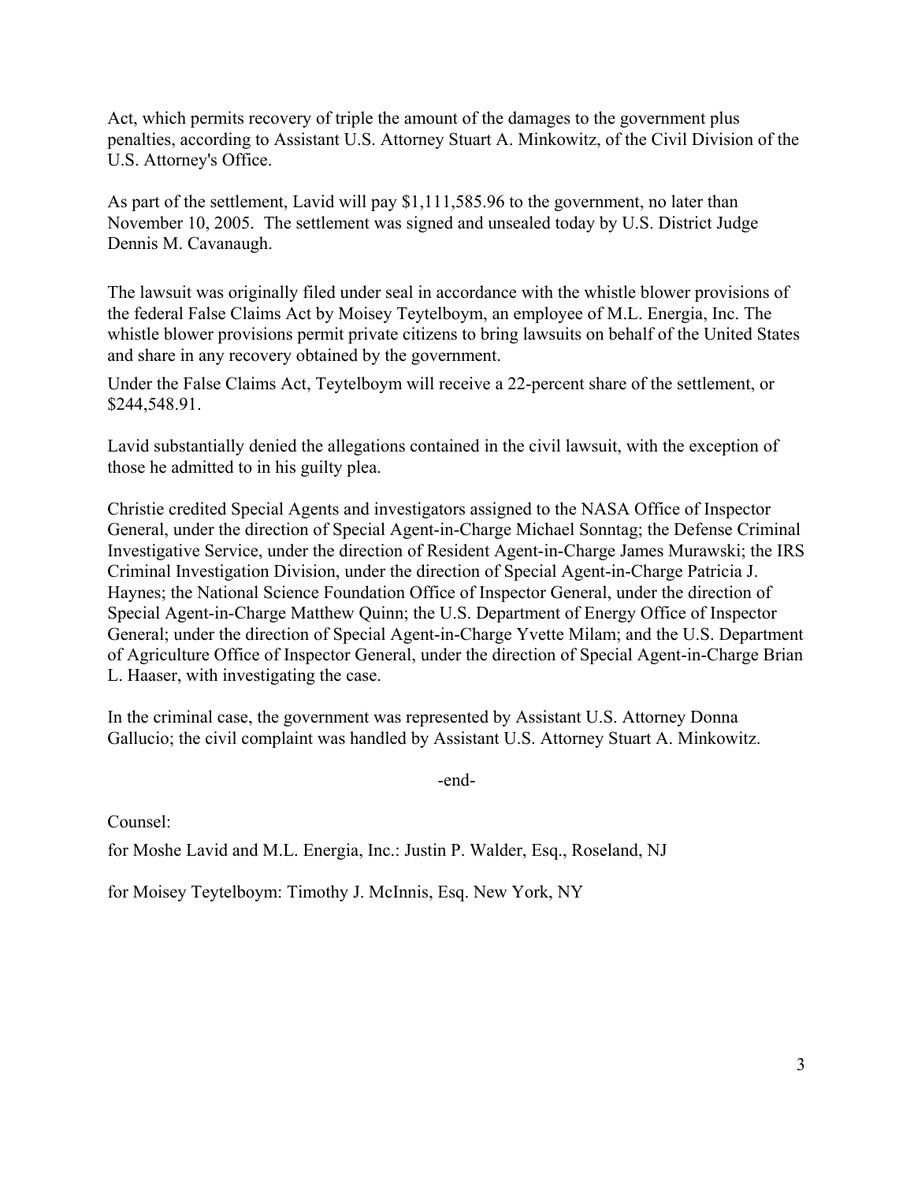Act, which permits recovery of triple the amount of the damages to the government plus penalties, according to Assistant U.S. Attorney Stuart A. Minkowitz, of the Civil Division of the U.S. Attorney's Office.

As part of the settlement, Lavid will pay $1,111,585.96 to the government, no later than November 10, 2005. The settlement was signed and unsealed today by U.S. District Judge Dennis M. Cavanaugh.

The lawsuit was originally filed under seal in accordance with the whistle blower provisions of the federal False Claims Act by Moisey Teytelboym, an employee of M.L. Energia, Inc. The whistle blower provisions permit private citizens to bring lawsuits on behalf of the United States and share in any recovery obtained by the government.

Under the False Claims Act, Teytelboym will receive a 22-percent share of the settlement, or $244,548.91.

Lavid substantially denied the allegations contained in the civil lawsuit, with the exception of those he admitted to in his guilty plea.

Christie credited Special Agents and investigators assigned to the NASA Office of Inspector General, under the direction of Special Agent-in-Charge Michael Sonntag; the Defense Criminal Investigative Service, under the direction of Resident Agent-in-Charge James Murawski; the IRS Criminal Investigation Division, under the direction of Special Agent-in-Charge Patricia J. Haynes; the National Science Foundation Office of Inspector General, under the direction of Special Agent-in-Charge Matthew Quinn; the U.S. Department of Energy Office of Inspector General; under the direction of Special Agent-in-Charge Yvette Milam; and the U.S. Department of Agriculture Office of Inspector General, under the direction of Special Agent-in-Charge Brian L. Haaser, with investigating the case.

In the criminal case, the government was represented by Assistant U.S. Attorney Donna Gallucio; the civil complaint was handled by Assistant U.S. Attorney Stuart A. Minkowitz.

-end-

Counsel:

for Moshe Lavid and M.L. Energia, Inc.: Justin P. Walder, Esq., Roseland, NJ

for Moisey Teytelboym: Timothy J. McInnis, Esq. New York, NY